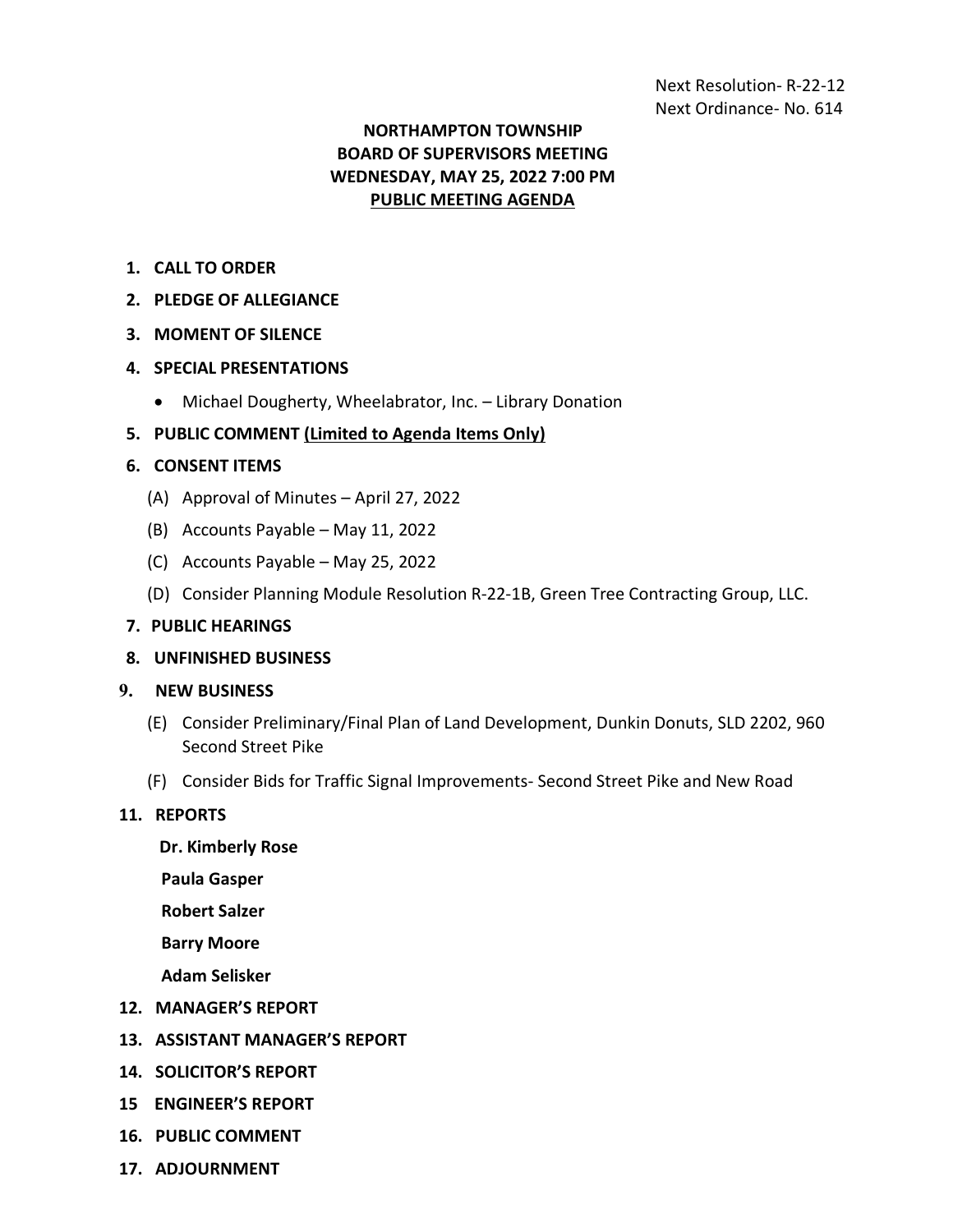Next Resolution- R-22-12
Next Ordinance- No. 614

# NORTHAMPTON TOWNSHIP
# BOARD OF SUPERVISORS MEETING
# WEDNESDAY, MAY 25, 2022 7:00 PM
# PUBLIC MEETING AGENDA

1. **CALL TO ORDER**
2. **PLEDGE OF ALLEGIANCE**
3. **MOMENT OF SILENCE**
4. **SPECIAL PRESENTATIONS**
   - Michael Dougherty, Wheelabrator, Inc. – Library Donation
5. **PUBLIC COMMENT (Limited to Agenda Items Only)**
6. **CONSENT ITEMS**
   - (A) Approval of Minutes – April 27, 2022
   - (B) Accounts Payable – May 11, 2022
   - (C) Accounts Payable – May 25, 2022
   - (D) Consider Planning Module Resolution R-22-1B, Green Tree Contracting Group, LLC.
7. **PUBLIC HEARINGS**
8. **UNFINISHED BUSINESS**
9. **NEW BUSINESS**
   - (E) Consider Preliminary/Final Plan of Land Development, Dunkin Donuts, SLD 2202, 960 Second Street Pike
   - (F) Consider Bids for Traffic Signal Improvements- Second Street Pike and New Road

11. **REPORTS**

    **Dr. Kimberly Rose**

    **Paula Gasper**

    **Robert Salzer**

    **Barry Moore**

    **Adam Selisker**

12. **MANAGER'S REPORT**
13. **ASSISTANT MANAGER'S REPORT**
14. **SOLICITOR'S REPORT**
15. **ENGINEER'S REPORT**
16. **PUBLIC COMMENT**
17. **ADJOURNMENT**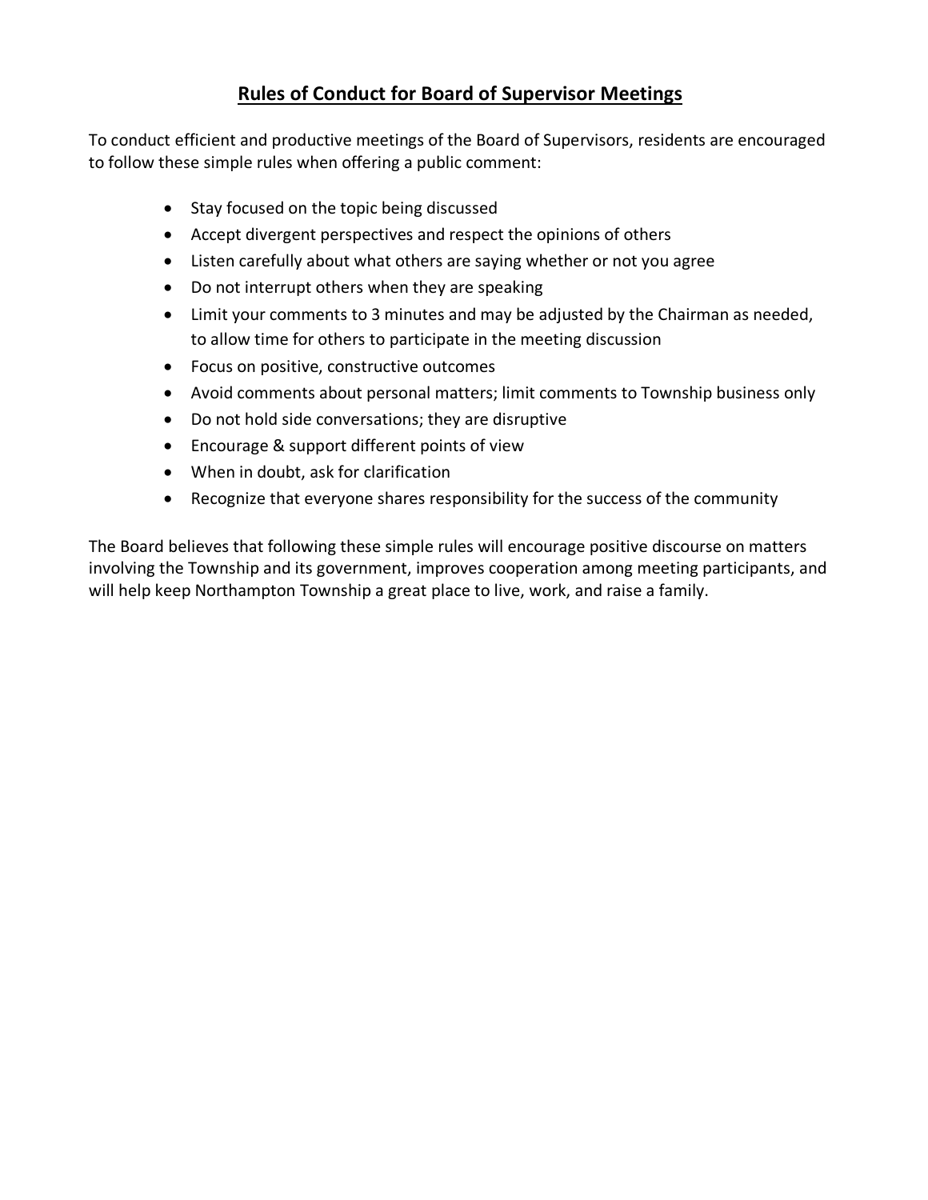## Rules of Conduct for Board of Supervisor Meetings

To conduct efficient and productive meetings of the Board of Supervisors, residents are encouraged to follow these simple rules when offering a public comment:

- Stay focused on the topic being discussed
- Accept divergent perspectives and respect the opinions of others
- Listen carefully about what others are saying whether or not you agree
- Do not interrupt others when they are speaking
- Limit your comments to 3 minutes and may be adjusted by the Chairman as needed, to allow time for others to participate in the meeting discussion
- Focus on positive, constructive outcomes
- Avoid comments about personal matters; limit comments to Township business only
- Do not hold side conversations; they are disruptive
- Encourage & support different points of view
- When in doubt, ask for clarification
- Recognize that everyone shares responsibility for the success of the community

The Board believes that following these simple rules will encourage positive discourse on matters involving the Township and its government, improves cooperation among meeting participants, and will help keep Northampton Township a great place to live, work, and raise a family.